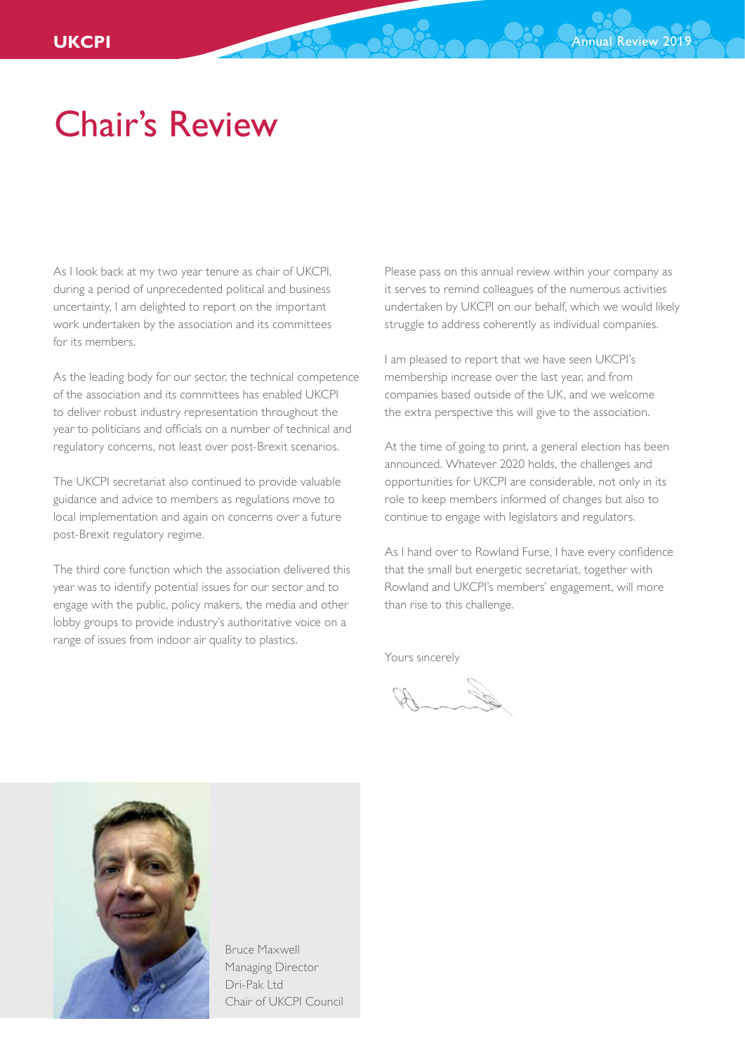# Chair's Review

As I look back at my two year tenure as chair of UKCPI, during a period of unprecedented political and business uncertainty, I am delighted to report on the important work undertaken by the association and its committees for its members.

As the leading body for our sector, the technical competence of the association and its committees has enabled UKCPI to deliver robust industry representation throughout the year to politicians and officials on a number of technical and regulatory concerns, not least over post-Brexit scenarios.

The UKCPI secretariat also continued to provide valuable guidance and advice to members as regulations move to local implementation and again on concerns over a future post-Brexit regulatory regime.

The third core function which the association delivered this year was to identify potential issues for our sector and to engage with the public, policy makers, the media and other lobby groups to provide industry's authoritative voice on a range of issues from indoor air quality to plastics.

Please pass on this annual review within your company as it serves to remind colleagues of the numerous activities undertaken by UKCPI on our behalf, which we would likely struggle to address coherently as individual companies.

I am pleased to report that we have seen UKCPI's membership increase over the last year, and from companies based outside of the UK, and we welcome the extra perspective this will give to the association.

At the time of going to print, a general election has been announced. Whatever 2020 holds, the challenges and opportunities for UKCPI are considerable, not only in its role to keep members informed of changes but also to continue to engage with legislators and regulators.

As I hand over to Rowland Furse, I have every confidence that the small but energetic secretariat, together with Rowland and UKCPI's members' engagement, will more than rise to this challenge.

Yours sincerely

Bruce Maxwell
Managing Director
Dri-Pak Ltd
Chair of UKCPI Council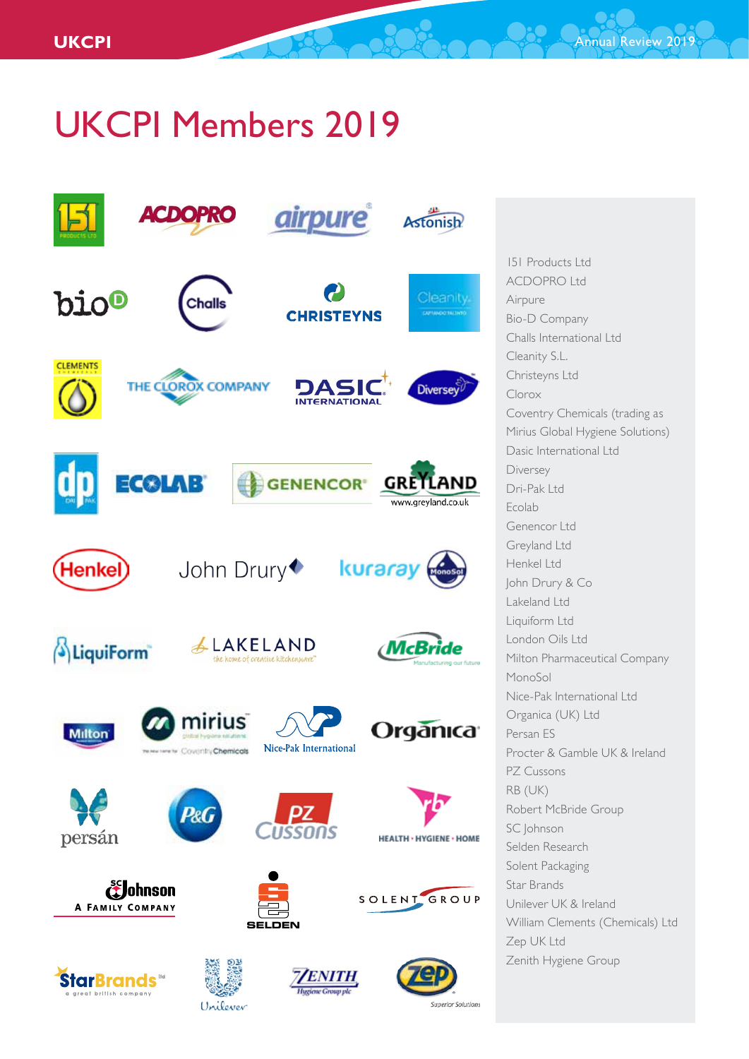# UKCPI Members 2019

- 151 Products Ltd
- ACDOPRO Ltd
- Airpure
- Bio-D Company
- Challs International Ltd
- Cleanity S.L.
- Christeyns Ltd
- Clorox
- Coventry Chemicals (trading as Mirius Global Hygiene Solutions)
- Dasic International Ltd
- Diversey
- Dri-Pak Ltd
- Ecolab
- Genencor Ltd
- Greyland Ltd
- Henkel Ltd
- John Drury & Co
- Lakeland Ltd
- Liquiform Ltd
- London Oils Ltd
- Milton Pharmaceutical Company
- MonoSol
- Nice-Pak International Ltd
- Organica (UK) Ltd
- Persan ES
- Procter & Gamble UK & Ireland
- PZ Cussons
- RB (UK)
- Robert McBride Group
- SC Johnson
- Selden Research
- Solent Packaging
- Star Brands
- Unilever UK & Ireland
- William Clements (Chemicals) Ltd
- Zep UK Ltd
- Zenith Hygiene Group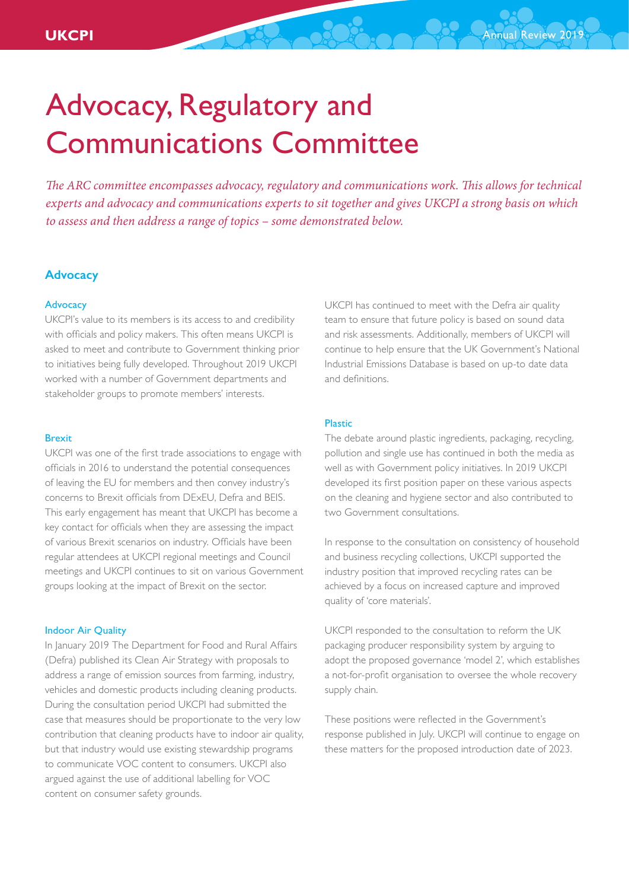# Advocacy, Regulatory and Communications Committee

*The ARC committee encompasses advocacy, regulatory and communications work. This allows for technical experts and advocacy and communications experts to sit together and gives UKCPI a strong basis on which to assess and then address a range of topics – some demonstrated below.*

## Advocacy

### Advocacy

UKCPI's value to its members is its access to and credibility with officials and policy makers. This often means UKCPI is asked to meet and contribute to Government thinking prior to initiatives being fully developed. Throughout 2019 UKCPI worked with a number of Government departments and stakeholder groups to promote members' interests.

### Brexit

UKCPI was one of the first trade associations to engage with officials in 2016 to understand the potential consequences of leaving the EU for members and then convey industry's concerns to Brexit officials from DExEU, Defra and BEIS. This early engagement has meant that UKCPI has become a key contact for officials when they are assessing the impact of various Brexit scenarios on industry. Officials have been regular attendees at UKCPI regional meetings and Council meetings and UKCPI continues to sit on various Government groups looking at the impact of Brexit on the sector.

### Indoor Air Quality

In January 2019 The Department for Food and Rural Affairs (Defra) published its Clean Air Strategy with proposals to address a range of emission sources from farming, industry, vehicles and domestic products including cleaning products. During the consultation period UKCPI had submitted the case that measures should be proportionate to the very low contribution that cleaning products have to indoor air quality, but that industry would use existing stewardship programs to communicate VOC content to consumers. UKCPI also argued against the use of additional labelling for VOC content on consumer safety grounds.

UKCPI has continued to meet with the Defra air quality team to ensure that future policy is based on sound data and risk assessments. Additionally, members of UKCPI will continue to help ensure that the UK Government's National Industrial Emissions Database is based on up-to date data and definitions.

### Plastic

The debate around plastic ingredients, packaging, recycling, pollution and single use has continued in both the media as well as with Government policy initiatives. In 2019 UKCPI developed its first position paper on these various aspects on the cleaning and hygiene sector and also contributed to two Government consultations.

In response to the consultation on consistency of household and business recycling collections, UKCPI supported the industry position that improved recycling rates can be achieved by a focus on increased capture and improved quality of 'core materials'.

UKCPI responded to the consultation to reform the UK packaging producer responsibility system by arguing to adopt the proposed governance 'model 2', which establishes a not-for-profit organisation to oversee the whole recovery supply chain.

These positions were reflected in the Government's response published in July. UKCPI will continue to engage on these matters for the proposed introduction date of 2023.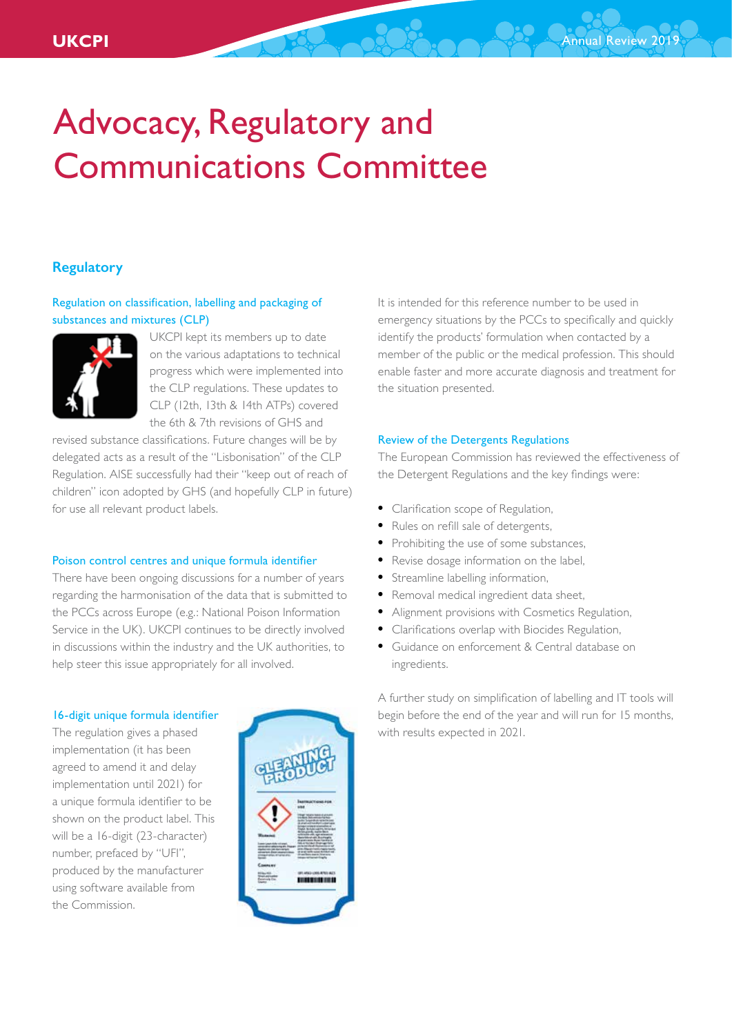# Advocacy, Regulatory and Communications Committee

## Regulatory

### Regulation on classification, labelling and packaging of substances and mixtures (CLP)

UKCPI kept its members up to date on the various adaptations to technical progress which were implemented into the CLP regulations. These updates to CLP (12th, 13th & 14th ATPs) covered the 6th & 7th revisions of GHS and revised substance classifications. Future changes will be by delegated acts as a result of the "Lisbonisation" of the CLP Regulation. AISE successfully had their "keep out of reach of children" icon adopted by GHS (and hopefully CLP in future) for use all relevant product labels.

### Poison control centres and unique formula identifier

There have been ongoing discussions for a number of years regarding the harmonisation of the data that is submitted to the PCCs across Europe (e.g.: National Poison Information Service in the UK). UKCPI continues to be directly involved in discussions within the industry and the UK authorities, to help steer this issue appropriately for all involved.

### 16-digit unique formula identifier

The regulation gives a phased implementation (it has been agreed to amend it and delay implementation until 2021) for a unique formula identifier to be shown on the product label. This will be a 16-digit (23-character) number, prefaced by "UFI", produced by the manufacturer using software available from the Commission.

It is intended for this reference number to be used in emergency situations by the PCCs to specifically and quickly identify the products' formulation when contacted by a member of the public or the medical profession. This should enable faster and more accurate diagnosis and treatment for the situation presented.

### Review of the Detergents Regulations

The European Commission has reviewed the effectiveness of the Detergent Regulations and the key findings were:

- Clarification scope of Regulation,
- Rules on refill sale of detergents,
- Prohibiting the use of some substances,
- Revise dosage information on the label,
- Streamline labelling information,
- Removal medical ingredient data sheet,
- Alignment provisions with Cosmetics Regulation,
- Clarifications overlap with Biocides Regulation,
- Guidance on enforcement & Central database on ingredients.

A further study on simplification of labelling and IT tools will begin before the end of the year and will run for 15 months, with results expected in 2021.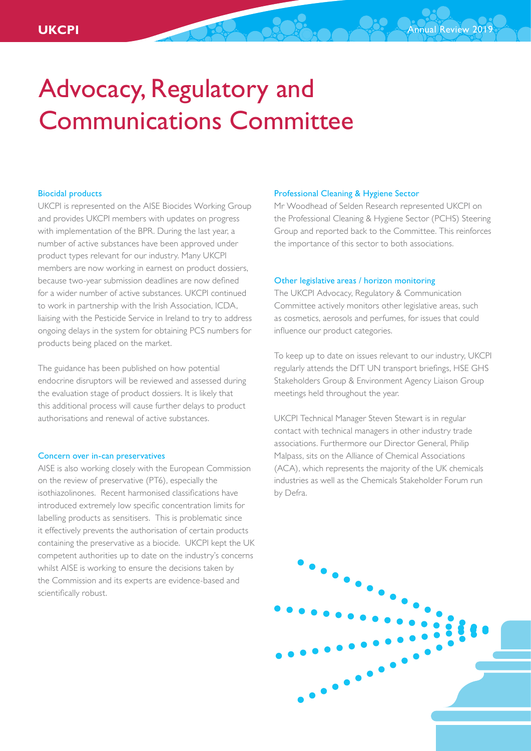# Advocacy, Regulatory and Communications Committee

### Biocidal products

UKCPI is represented on the AISE Biocides Working Group and provides UKCPI members with updates on progress with implementation of the BPR. During the last year, a number of active substances have been approved under product types relevant for our industry. Many UKCPI members are now working in earnest on product dossiers, because two-year submission deadlines are now defined for a wider number of active substances. UKCPI continued to work in partnership with the Irish Association, ICDA, liaising with the Pesticide Service in Ireland to try to address ongoing delays in the system for obtaining PCS numbers for products being placed on the market.

The guidance has been published on how potential endocrine disruptors will be reviewed and assessed during the evaluation stage of product dossiers. It is likely that this additional process will cause further delays to product authorisations and renewal of active substances.

### Concern over in-can preservatives

AISE is also working closely with the European Commission on the review of preservative (PT6), especially the isothiazolinones. Recent harmonised classifications have introduced extremely low specific concentration limits for labelling products as sensitisers. This is problematic since it effectively prevents the authorisation of certain products containing the preservative as a biocide. UKCPI kept the UK competent authorities up to date on the industry's concerns whilst AISE is working to ensure the decisions taken by the Commission and its experts are evidence-based and scientifically robust.

### Professional Cleaning & Hygiene Sector

Mr Woodhead of Selden Research represented UKCPI on the Professional Cleaning & Hygiene Sector (PCHS) Steering Group and reported back to the Committee. This reinforces the importance of this sector to both associations.

### Other legislative areas / horizon monitoring

The UKCPI Advocacy, Regulatory & Communication Committee actively monitors other legislative areas, such as cosmetics, aerosols and perfumes, for issues that could influence our product categories.

To keep up to date on issues relevant to our industry, UKCPI regularly attends the DfT UN transport briefings, HSE GHS Stakeholders Group & Environment Agency Liaison Group meetings held throughout the year.

UKCPI Technical Manager Steven Stewart is in regular contact with technical managers in other industry trade associations. Furthermore our Director General, Philip Malpass, sits on the Alliance of Chemical Associations (ACA), which represents the majority of the UK chemicals industries as well as the Chemicals Stakeholder Forum run by Defra.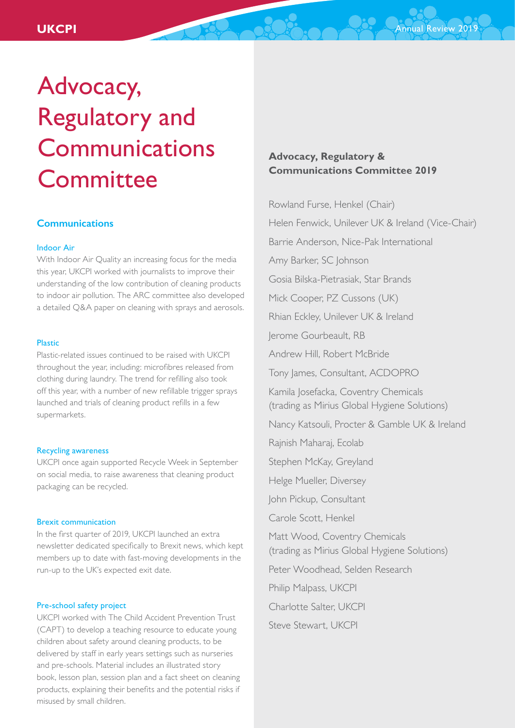# Advocacy, Regulatory and Communications Committee

## Communications

### Indoor Air

With Indoor Air Quality an increasing focus for the media this year, UKCPI worked with journalists to improve their understanding of the low contribution of cleaning products to indoor air pollution. The ARC committee also developed a detailed Q&A paper on cleaning with sprays and aerosols.

### Plastic

Plastic-related issues continued to be raised with UKCPI throughout the year, including: microfibres released from clothing during laundry. The trend for refilling also took off this year, with a number of new refillable trigger sprays launched and trials of cleaning product refills in a few supermarkets.

### Recycling awareness

UKCPI once again supported Recycle Week in September on social media, to raise awareness that cleaning product packaging can be recycled.

### Brexit communication

In the first quarter of 2019, UKCPI launched an extra newsletter dedicated specifically to Brexit news, which kept members up to date with fast-moving developments in the run-up to the UK's expected exit date.

### Pre-school safety project

UKCPI worked with The Child Accident Prevention Trust (CAPT) to develop a teaching resource to educate young children about safety around cleaning products, to be delivered by staff in early years settings such as nurseries and pre-schools. Material includes an illustrated story book, lesson plan, session plan and a fact sheet on cleaning products, explaining their benefits and the potential risks if misused by small children.

**Advocacy, Regulatory & Communications Committee 2019**

Rowland Furse, Henkel (Chair)

Helen Fenwick, Unilever UK & Ireland (Vice-Chair)

Barrie Anderson, Nice-Pak International

Amy Barker, SC Johnson

Gosia Bilska-Pietrasiak, Star Brands

Mick Cooper, PZ Cussons (UK)

Rhian Eckley, Unilever UK & Ireland

Jerome Gourbeault, RB

Andrew Hill, Robert McBride

Tony James, Consultant, ACDOPRO

Kamila Josefacka, Coventry Chemicals (trading as Mirius Global Hygiene Solutions)

Nancy Katsouli, Procter & Gamble UK & Ireland

Rajnish Maharaj, Ecolab

Stephen McKay, Greyland

Helge Mueller, Diversey

John Pickup, Consultant

Carole Scott, Henkel

Matt Wood, Coventry Chemicals (trading as Mirius Global Hygiene Solutions)

Peter Woodhead, Selden Research

Philip Malpass, UKCPI

Charlotte Salter, UKCPI

Steve Stewart, UKCPI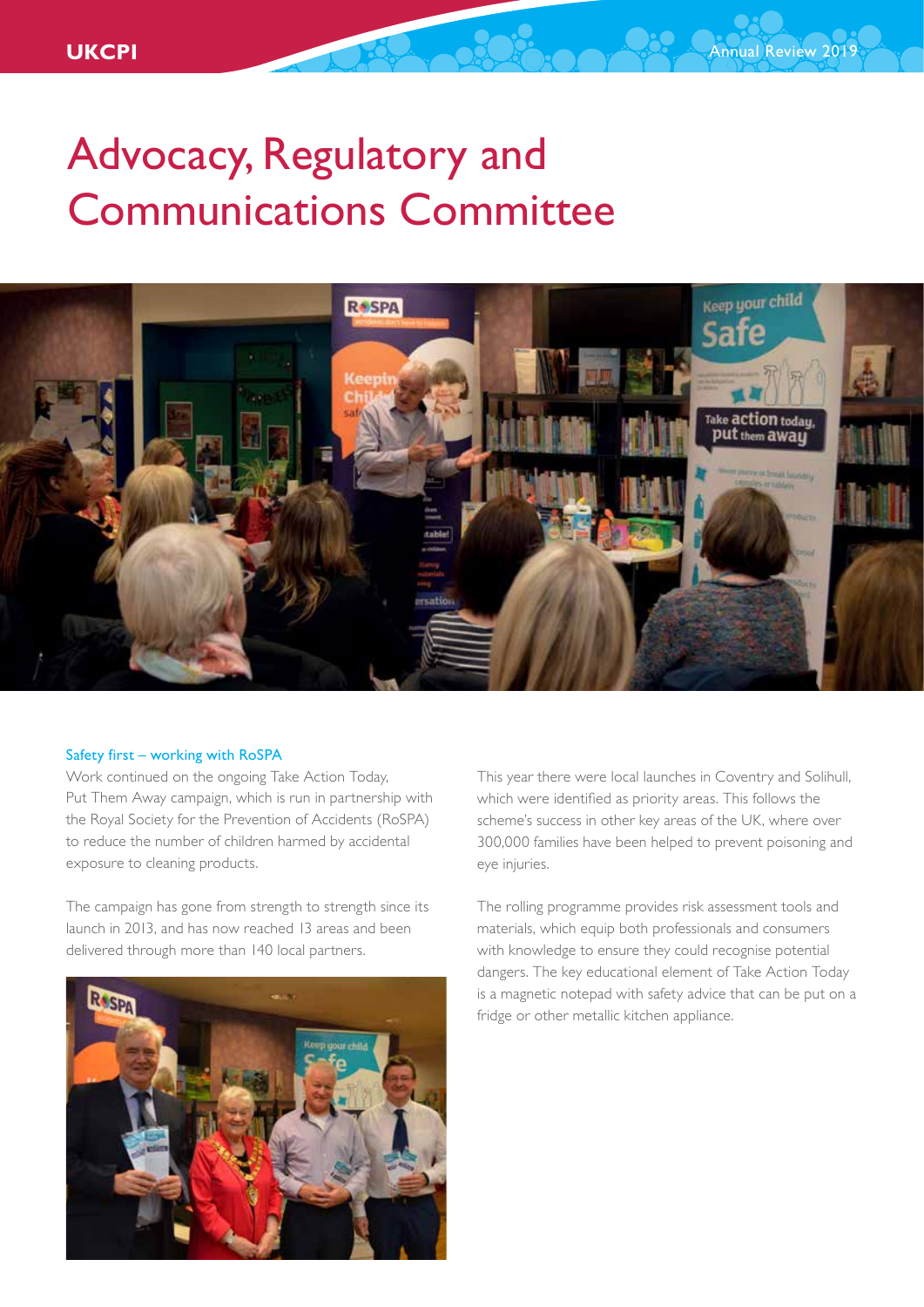# Advocacy, Regulatory and Communications Committee

### Safety first – working with RoSPA

Work continued on the ongoing Take Action Today, Put Them Away campaign, which is run in partnership with the Royal Society for the Prevention of Accidents (RoSPA) to reduce the number of children harmed by accidental exposure to cleaning products.

The campaign has gone from strength to strength since its launch in 2013, and has now reached 13 areas and been delivered through more than 140 local partners.

This year there were local launches in Coventry and Solihull, which were identified as priority areas. This follows the scheme's success in other key areas of the UK, where over 300,000 families have been helped to prevent poisoning and eye injuries.

The rolling programme provides risk assessment tools and materials, which equip both professionals and consumers with knowledge to ensure they could recognise potential dangers. The key educational element of Take Action Today is a magnetic notepad with safety advice that can be put on a fridge or other metallic kitchen appliance.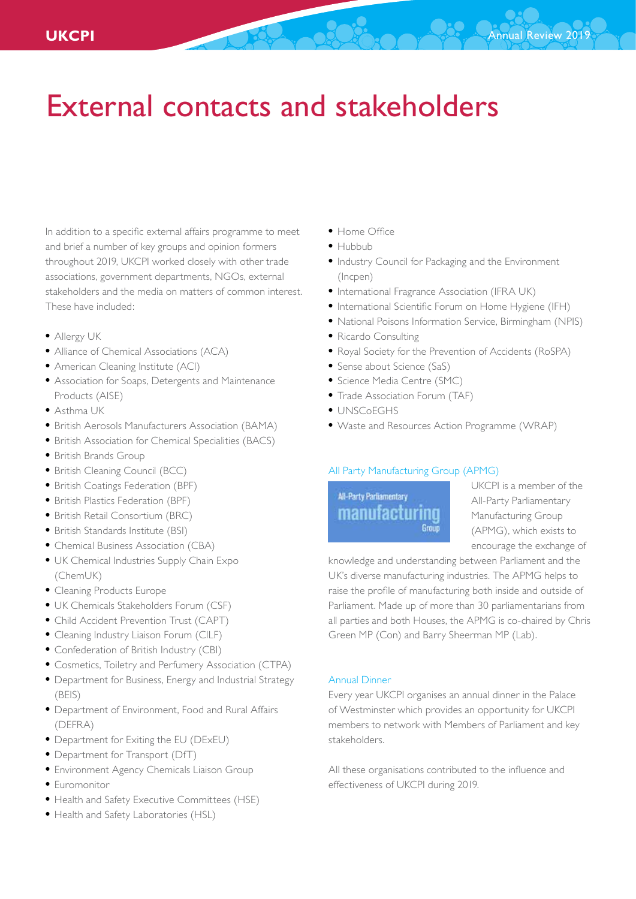# External contacts and stakeholders

In addition to a specific external affairs programme to meet and brief a number of key groups and opinion formers throughout 2019, UKCPI worked closely with other trade associations, government departments, NGOs, external stakeholders and the media on matters of common interest. These have included:

- Allergy UK
- Alliance of Chemical Associations (ACA)
- American Cleaning Institute (ACI)
- Association for Soaps, Detergents and Maintenance Products (AISE)
- Asthma UK
- British Aerosols Manufacturers Association (BAMA)
- British Association for Chemical Specialities (BACS)
- British Brands Group
- British Cleaning Council (BCC)
- British Coatings Federation (BPF)
- British Plastics Federation (BPF)
- British Retail Consortium (BRC)
- British Standards Institute (BSI)
- Chemical Business Association (CBA)
- UK Chemical Industries Supply Chain Expo (ChemUK)
- Cleaning Products Europe
- UK Chemicals Stakeholders Forum (CSF)
- Child Accident Prevention Trust (CAPT)
- Cleaning Industry Liaison Forum (CILF)
- Confederation of British Industry (CBI)
- Cosmetics, Toiletry and Perfumery Association (CTPA)
- Department for Business, Energy and Industrial Strategy (BEIS)
- Department of Environment, Food and Rural Affairs (DEFRA)
- Department for Exiting the EU (DExEU)
- Department for Transport (DfT)
- Environment Agency Chemicals Liaison Group
- Euromonitor
- Health and Safety Executive Committees (HSE)
- Health and Safety Laboratories (HSL)
- Home Office
- Hubbub
- Industry Council for Packaging and the Environment (Incpen)
- International Fragrance Association (IFRA UK)
- International Scientific Forum on Home Hygiene (IFH)
- National Poisons Information Service, Birmingham (NPIS)
- Ricardo Consulting
- Royal Society for the Prevention of Accidents (RoSPA)
- Sense about Science (SaS)
- Science Media Centre (SMC)
- Trade Association Forum (TAF)
- UNSCoEGHS
- Waste and Resources Action Programme (WRAP)

## All Party Manufacturing Group (APMG)

UKCPI is a member of the All-Party Parliamentary Manufacturing Group (APMG), which exists to encourage the exchange of knowledge and understanding between Parliament and the UK's diverse manufacturing industries. The APMG helps to raise the profile of manufacturing both inside and outside of Parliament. Made up of more than 30 parliamentarians from all parties and both Houses, the APMG is co-chaired by Chris Green MP (Con) and Barry Sheerman MP (Lab).

## Annual Dinner

Every year UKCPI organises an annual dinner in the Palace of Westminster which provides an opportunity for UKCPI members to network with Members of Parliament and key stakeholders.

All these organisations contributed to the influence and effectiveness of UKCPI during 2019.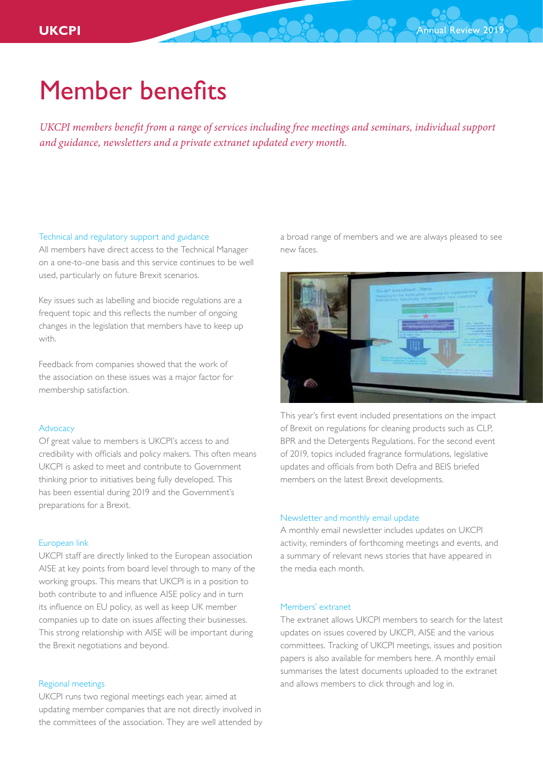# Member benefits

*UKCPI members benefit from a range of services including free meetings and seminars, individual support and guidance, newsletters and a private extranet updated every month.*

### Technical and regulatory support and guidance

All members have direct access to the Technical Manager on a one-to-one basis and this service continues to be well used, particularly on future Brexit scenarios.

Key issues such as labelling and biocide regulations are a frequent topic and this reflects the number of ongoing changes in the legislation that members have to keep up with.

Feedback from companies showed that the work of the association on these issues was a major factor for membership satisfaction.

### Advocacy

Of great value to members is UKCPI's access to and credibility with officials and policy makers. This often means UKCPI is asked to meet and contribute to Government thinking prior to initiatives being fully developed. This has been essential during 2019 and the Government's preparations for a Brexit.

### European link

UKCPI staff are directly linked to the European association AISE at key points from board level through to many of the working groups. This means that UKCPI is in a position to both contribute to and influence AISE policy and in turn its influence on EU policy, as well as keep UK member companies up to date on issues affecting their businesses. This strong relationship with AISE will be important during the Brexit negotiations and beyond.

### Regional meetings

UKCPI runs two regional meetings each year, aimed at updating member companies that are not directly involved in the committees of the association. They are well attended by a broad range of members and we are always pleased to see new faces.

This year's first event included presentations on the impact of Brexit on regulations for cleaning products such as CLP, BPR and the Detergents Regulations. For the second event of 2019, topics included fragrance formulations, legislative updates and officials from both Defra and BEIS briefed members on the latest Brexit developments.

### Newsletter and monthly email update

A monthly email newsletter includes updates on UKCPI activity, reminders of forthcoming meetings and events, and a summary of relevant news stories that have appeared in the media each month.

### Members' extranet

The extranet allows UKCPI members to search for the latest updates on issues covered by UKCPI, AISE and the various committees. Tracking of UKCPI meetings, issues and position papers is also available for members here. A monthly email summarises the latest documents uploaded to the extranet and allows members to click through and log in.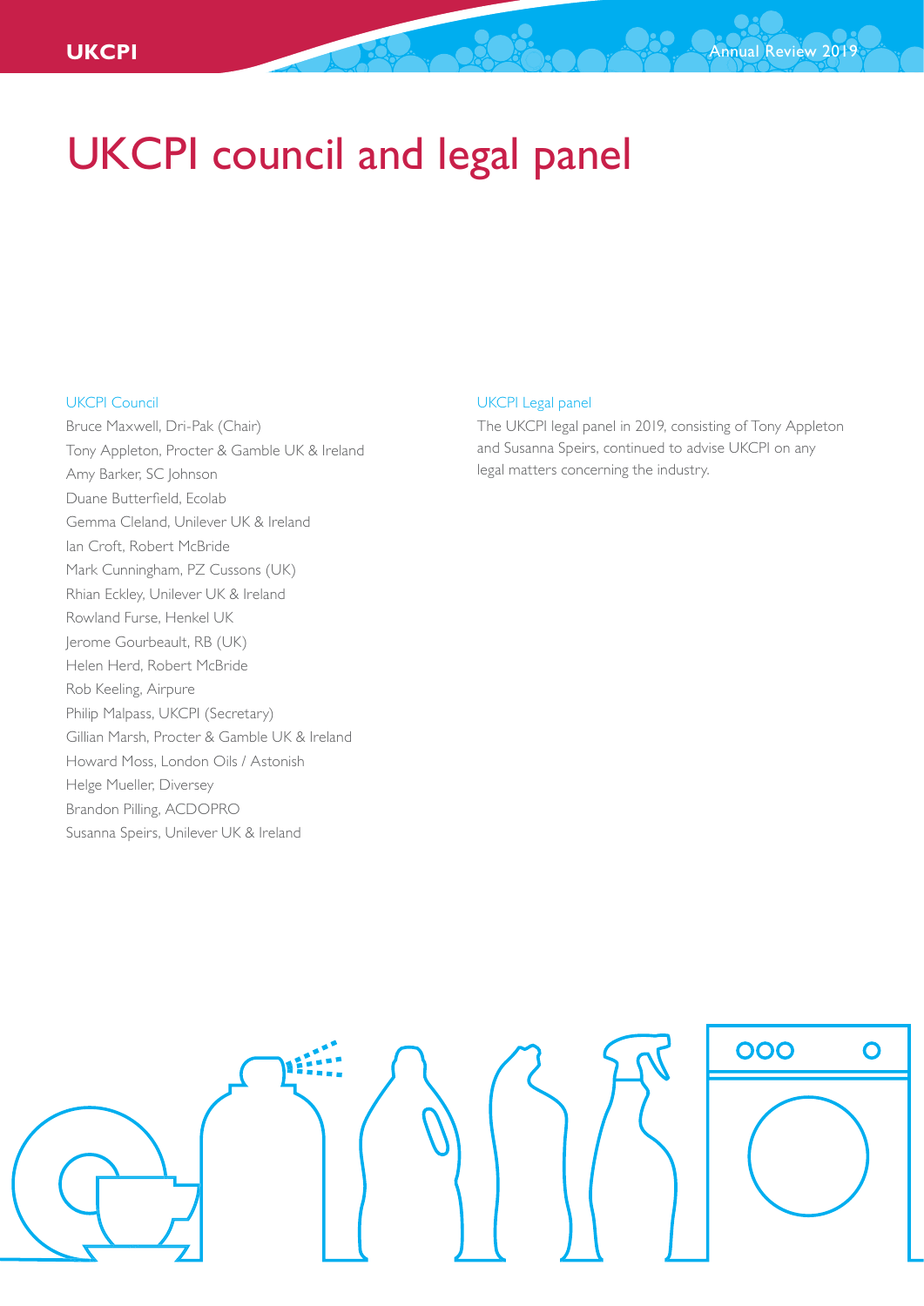# UKCPI council and legal panel

## UKCPI Council

Bruce Maxwell, Dri-Pak (Chair)
Tony Appleton, Procter & Gamble UK & Ireland
Amy Barker, SC Johnson
Duane Butterfield, Ecolab
Gemma Cleland, Unilever UK & Ireland
Ian Croft, Robert McBride
Mark Cunningham, PZ Cussons (UK)
Rhian Eckley, Unilever UK & Ireland
Rowland Furse, Henkel UK
Jerome Gourbeault, RB (UK)
Helen Herd, Robert McBride
Rob Keeling, Airpure
Philip Malpass, UKCPI (Secretary)
Gillian Marsh, Procter & Gamble UK & Ireland
Howard Moss, London Oils / Astonish
Helge Mueller, Diversey
Brandon Pilling, ACDOPRO
Susanna Speirs, Unilever UK & Ireland

## UKCPI Legal panel

The UKCPI legal panel in 2019, consisting of Tony Appleton and Susanna Speirs, continued to advise UKCPI on any legal matters concerning the industry.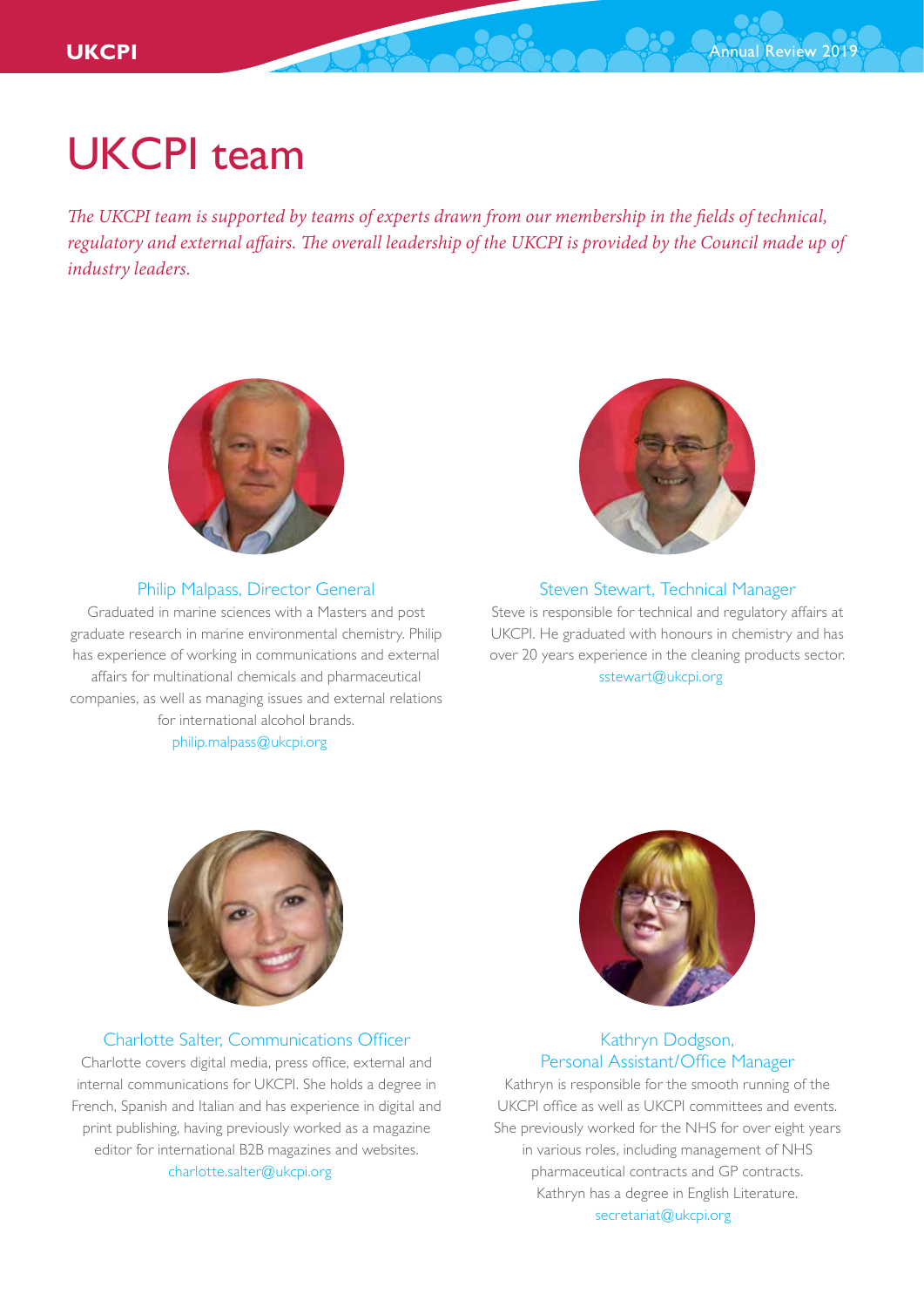# UKCPI team

*The UKCPI team is supported by teams of experts drawn from our membership in the fields of technical, regulatory and external affairs. The overall leadership of the UKCPI is provided by the Council made up of industry leaders.*

### Philip Malpass, Director General

Graduated in marine sciences with a Masters and post graduate research in marine environmental chemistry. Philip has experience of working in communications and external affairs for multinational chemicals and pharmaceutical companies, as well as managing issues and external relations for international alcohol brands.

philip.malpass@ukcpi.org

### Steven Stewart, Technical Manager

Steve is responsible for technical and regulatory affairs at UKCPI. He graduated with honours in chemistry and has over 20 years experience in the cleaning products sector.

sstewart@ukcpi.org

### Charlotte Salter, Communications Officer

Charlotte covers digital media, press office, external and internal communications for UKCPI. She holds a degree in French, Spanish and Italian and has experience in digital and print publishing, having previously worked as a magazine editor for international B2B magazines and websites.

charlotte.salter@ukcpi.org

### Kathryn Dodgson, Personal Assistant/Office Manager

Kathryn is responsible for the smooth running of the UKCPI office as well as UKCPI committees and events. She previously worked for the NHS for over eight years in various roles, including management of NHS pharmaceutical contracts and GP contracts. Kathryn has a degree in English Literature.

secretariat@ukcpi.org